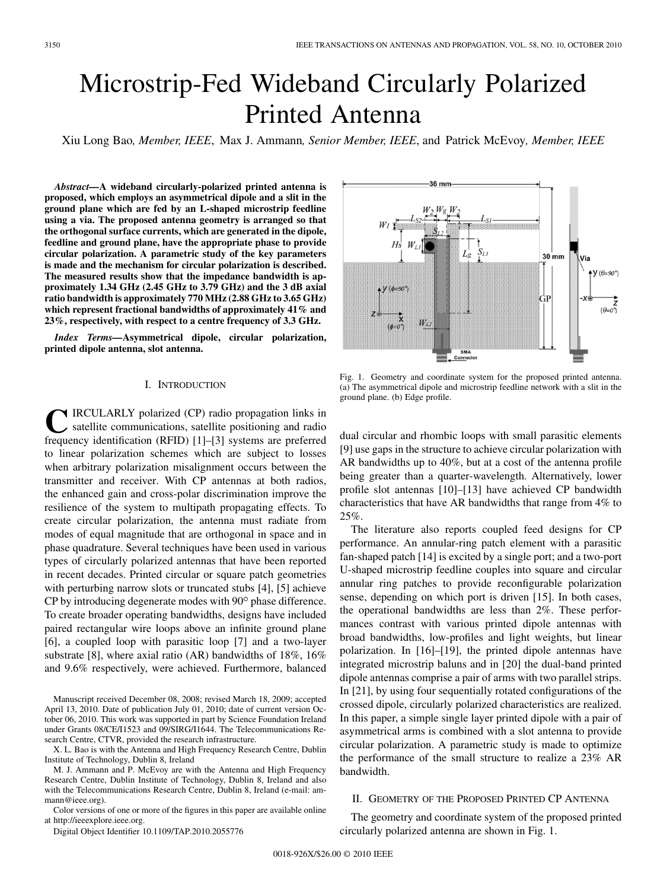# Microstrip-Fed Wideband Circularly Polarized Printed Antenna

Xiu Long Bao, *Member, IEEE*, Max J. Ammann, *Senior Member, IEEE*, and Patrick McEvoy, *Member, IEEE*

***Abstract*—A wideband circularly-polarized printed antenna is proposed, which employs an asymmetrical dipole and a slit in the ground plane which are fed by an L-shaped microstrip feedline using a via. The proposed antenna geometry is arranged so that the orthogonal surface currents, which are generated in the dipole, feedline and ground plane, have the appropriate phase to provide circular polarization. A parametric study of the key parameters is made and the mechanism for circular polarization is described. The measured results show that the impedance bandwidth is approximately 1.34 GHz (2.45 GHz to 3.79 GHz) and the 3 dB axial ratio bandwidth is approximately 770 MHz (2.88 GHz to 3.65 GHz) which represent fractional bandwidths of approximately 41% and 23%, respectively, with respect to a centre frequency of 3.3 GHz.**

***Index Terms*—Asymmetrical dipole, circular polarization, printed dipole antenna, slot antenna.**

## I. Introduction

CIRCULARLY polarized (CP) radio propagation links in satellite communications, satellite positioning and radio frequency identification (RFID) [1]–[3] systems are preferred to linear polarization schemes which are subject to losses when arbitrary polarization misalignment occurs between the transmitter and receiver. With CP antennas at both radios, the enhanced gain and cross-polar discrimination improve the resilience of the system to multipath propagating effects. To create circular polarization, the antenna must radiate from modes of equal magnitude that are orthogonal in space and in phase quadrature. Several techniques have been used in various types of circularly polarized antennas that have been reported in recent decades. Printed circular or square patch geometries with perturbing narrow slots or truncated stubs [4], [5] achieve CP by introducing degenerate modes with 90° phase difference. To create broader operating bandwidths, designs have included paired rectangular wire loops above an infinite ground plane [6], a coupled loop with parasitic loop [7] and a two-layer substrate [8], where axial ratio (AR) bandwidths of 18%, 16% and 9.6% respectively, were achieved. Furthermore, balanced dual circular and rhombic loops with small parasitic elements [9] use gaps in the structure to achieve circular polarization with AR bandwidths up to 40%, but at a cost of the antenna profile being greater than a quarter-wavelength. Alternatively, lower profile slot antennas [10]–[13] have achieved CP bandwidth characteristics that have AR bandwidths that range from 4% to 25%.

Manuscript received December 08, 2008; revised March 18, 2009; accepted April 13, 2010. Date of publication July 01, 2010; date of current version October 06, 2010. This work was supported in part by Science Foundation Ireland under Grants 08/CE/I1523 and 09/SIRG/I1644. The Telecommunications Research Centre, CTVR, provided the research infrastructure.

X. L. Bao is with the Antenna and High Frequency Research Centre, Dublin Institute of Technology, Dublin 8, Ireland

M. J. Ammann and P. McEvoy are with the Antenna and High Frequency Research Centre, Dublin Institute of Technology, Dublin 8, Ireland and also with the Telecommunications Research Centre, Dublin 8, Ireland (e-mail: ammann@ieee.org).

Color versions of one or more of the figures in this paper are available online at http://ieeexplore.ieee.org.

Digital Object Identifier 10.1109/TAP.2010.2055776

Fig. 1. Geometry and coordinate system for the proposed printed antenna. (a) The asymmetrical dipole and microstrip feedline network with a slit in the ground plane. (b) Edge profile.

The literature also reports coupled feed designs for CP performance. An annular-ring patch element with a parasitic fan-shaped patch [14] is excited by a single port; and a two-port U-shaped microstrip feedline couples into square and circular annular ring patches to provide reconfigurable polarization sense, depending on which port is driven [15]. In both cases, the operational bandwidths are less than 2%. These performances contrast with various printed dipole antennas with broad bandwidths, low-profiles and light weights, but linear polarization. In [16]–[19], the printed dipole antennas have integrated microstrip baluns and in [20] the dual-band printed dipole antennas comprise a pair of arms with two parallel strips. In [21], by using four sequentially rotated configurations of the crossed dipole, circularly polarized characteristics are realized. In this paper, a simple single layer printed dipole with a pair of asymmetrical arms is combined with a slot antenna to provide circular polarization. A parametric study is made to optimize the performance of the small structure to realize a 23% AR bandwidth.

## II. Geometry of the Proposed Printed CP Antenna

The geometry and coordinate system of the proposed printed circularly polarized antenna are shown in Fig. 1.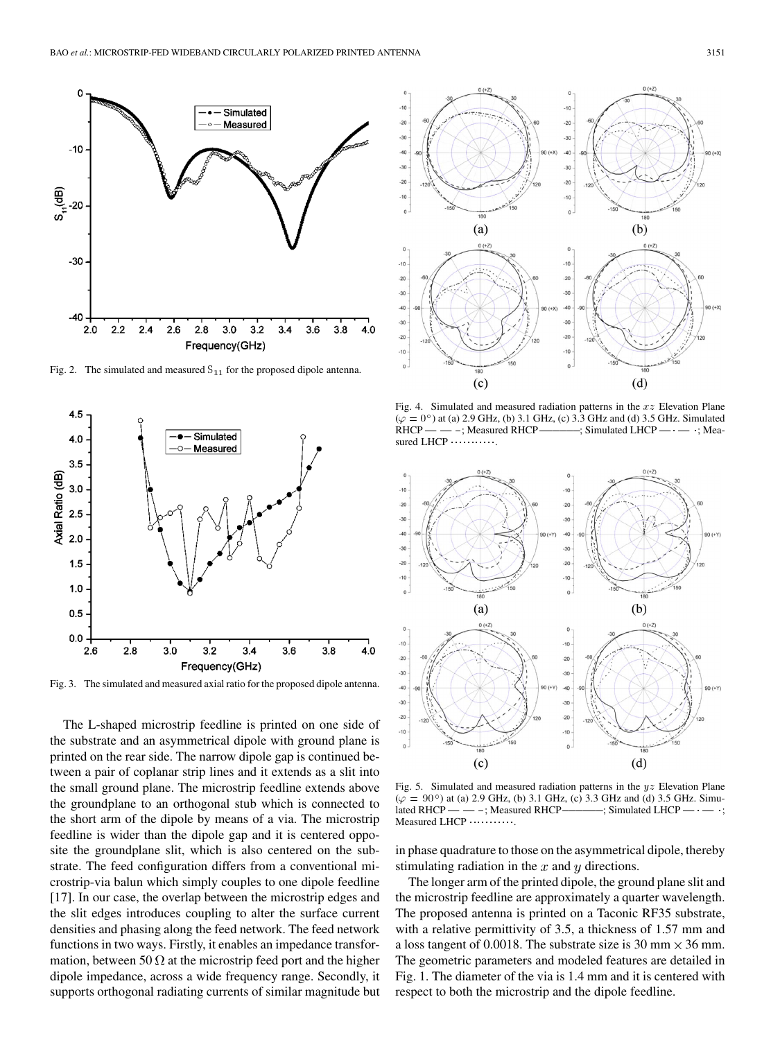Fig. 2. The simulated and measured $S_{11}$ for the proposed dipole antenna.

Fig. 3. The simulated and measured axial ratio for the proposed dipole antenna.

The L-shaped microstrip feedline is printed on one side of the substrate and an asymmetrical dipole with ground plane is printed on the rear side. The narrow dipole gap is continued between a pair of coplanar strip lines and it extends as a slit into the small ground plane. The microstrip feedline extends above the groundplane to an orthogonal stub which is connected to the short arm of the dipole by means of a via. The microstrip feedline is wider than the dipole gap and it is centered opposite the groundplane slit, which is also centered on the substrate. The feed configuration differs from a conventional microstrip-via balun which simply couples to one dipole feedline [17]. In our case, the overlap between the microstrip edges and the slit edges introduces coupling to alter the surface current densities and phasing along the feed network. The feed network functions in two ways. Firstly, it enables an impedance transformation, between 50 $\Omega$ at the microstrip feed port and the higher dipole impedance, across a wide frequency range. Secondly, it supports orthogonal radiating currents of similar magnitude but in phase quadrature to those on the asymmetrical dipole, thereby stimulating radiation in the $x$ and $y$ directions.

Fig. 4. Simulated and measured radiation patterns in the $xz$ Elevation Plane ($\varphi = 0^{\circ}$) at (a) 2.9 GHz, (b) 3.1 GHz, (c) 3.3 GHz and (d) 3.5 GHz. Simulated RHCP — — –; Measured RHCP ———; Simulated LHCP — · — ·; Measured LHCP ···········.

Fig. 5. Simulated and measured radiation patterns in the $yz$ Elevation Plane ($\varphi = 90^{\circ}$) at (a) 2.9 GHz, (b) 3.1 GHz, (c) 3.3 GHz and (d) 3.5 GHz. Simulated RHCP — — –; Measured RHCP ———; Simulated LHCP — · — ·; Measured LHCP ···········.

The longer arm of the printed dipole, the ground plane slit and the microstrip feedline are approximately a quarter wavelength. The proposed antenna is printed on a Taconic RF35 substrate, with a relative permittivity of 3.5, a thickness of 1.57 mm and a loss tangent of 0.0018. The substrate size is 30 mm $\times$ 36 mm. The geometric parameters and modeled features are detailed in Fig. 1. The diameter of the via is 1.4 mm and it is centered with respect to both the microstrip and the dipole feedline.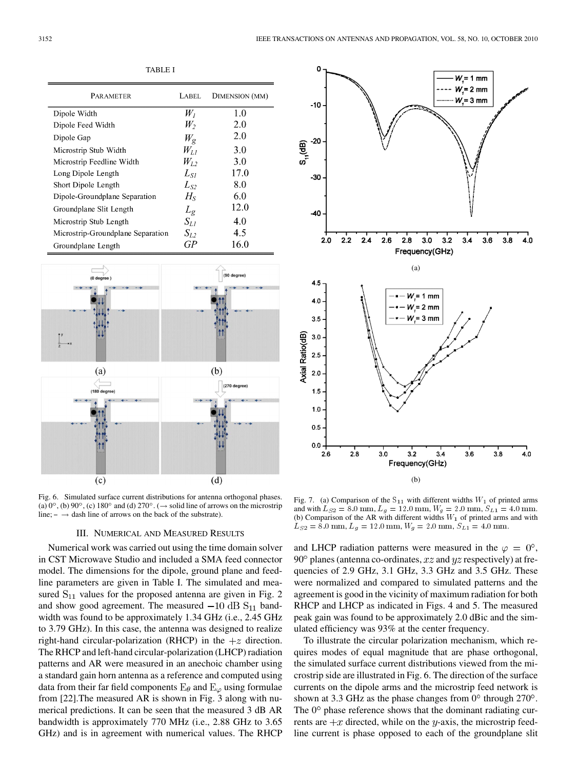TABLE I

| PARAMETER | LABEL | DIMENSION (MM) |
|---|---|---|
| Dipole Width | $W_1$ | 1.0 |
| Dipole Feed Width | $W_2$ | 2.0 |
| Dipole Gap | $W_g$ | 2.0 |
| Microstrip Stub Width | $W_{L1}$ | 3.0 |
| Microstrip Feedline Width | $W_{L2}$ | 3.0 |
| Long Dipole Length | $L_{S1}$ | 17.0 |
| Short Dipole Length | $L_{S2}$ | 8.0 |
| Dipole-Groundplane Separation | $H_S$ | 6.0 |
| Groundplane Slit Length | $L_g$ | 12.0 |
| Microstrip Stub Length | $S_{L1}$ | 4.0 |
| Microstrip-Groundplane Separation | $S_{L2}$ | 4.5 |
| Groundplane Length | $GP$ | 16.0 |

Fig. 6. Simulated surface current distributions for antenna orthogonal phases. (a) 0°, (b) 90°, (c) 180° and (d) 270°. (→ solid line of arrows on the microstrip line; - → dash line of arrows on the back of the substrate).

Fig. 7. (a) Comparison of the $S_{11}$ with different widths $W_1$ of printed arms and with $L_{S2} = 8.0$ mm, $L_g = 12.0$ mm, $W_g = 2.0$ mm, $S_{L1} = 4.0$ mm. (b) Comparison of the AR with different widths $W_1$ of printed arms and with $L_{S2} = 8.0$ mm, $L_g = 12.0$ mm, $W_g = 2.0$ mm, $S_{L1} = 4.0$ mm.

## III. NUMERICAL AND MEASURED RESULTS

Numerical work was carried out using the time domain solver in CST Microwave Studio and included a SMA feed connector model. The dimensions for the dipole, ground plane and feedline parameters are given in Table I. The simulated and measured $S_{11}$ values for the proposed antenna are given in Fig. 2 and show good agreement. The measured $-10$ dB $S_{11}$ bandwidth was found to be approximately 1.34 GHz (i.e., 2.45 GHz to 3.79 GHz). In this case, the antenna was designed to realize right-hand circular-polarization (RHCP) in the $+z$ direction. The RHCP and left-hand circular-polarization (LHCP) radiation patterns and AR were measured in an anechoic chamber using a standard gain horn antenna as a reference and computed using data from their far field components $E_\theta$ and $E_\varphi$ using formulae from [22].The measured AR is shown in Fig. 3 along with numerical predictions. It can be seen that the measured 3 dB AR bandwidth is approximately 770 MHz (i.e., 2.88 GHz to 3.65 GHz) and is in agreement with numerical values. The RHCP and LHCP radiation patterns were measured in the $\varphi = 0°$, 90° planes (antenna co-ordinates, $xz$ and $yz$ respectively) at frequencies of 2.9 GHz, 3.1 GHz, 3.3 GHz and 3.5 GHz. These were normalized and compared to simulated patterns and the agreement is good in the vicinity of maximum radiation for both RHCP and LHCP as indicated in Figs. 4 and 5. The measured peak gain was found to be approximately 2.0 dBic and the simulated efficiency was 93% at the center frequency.

To illustrate the circular polarization mechanism, which requires modes of equal magnitude that are phase orthogonal, the simulated surface current distributions viewed from the microstrip side are illustrated in Fig. 6. The direction of the surface currents on the dipole arms and the microstrip feed network is shown at 3.3 GHz as the phase changes from 0° through 270°. The 0° phase reference shows that the dominant radiating currents are $+x$ directed, while on the $y$-axis, the microstrip feedline current is phase opposed to each of the groundplane slit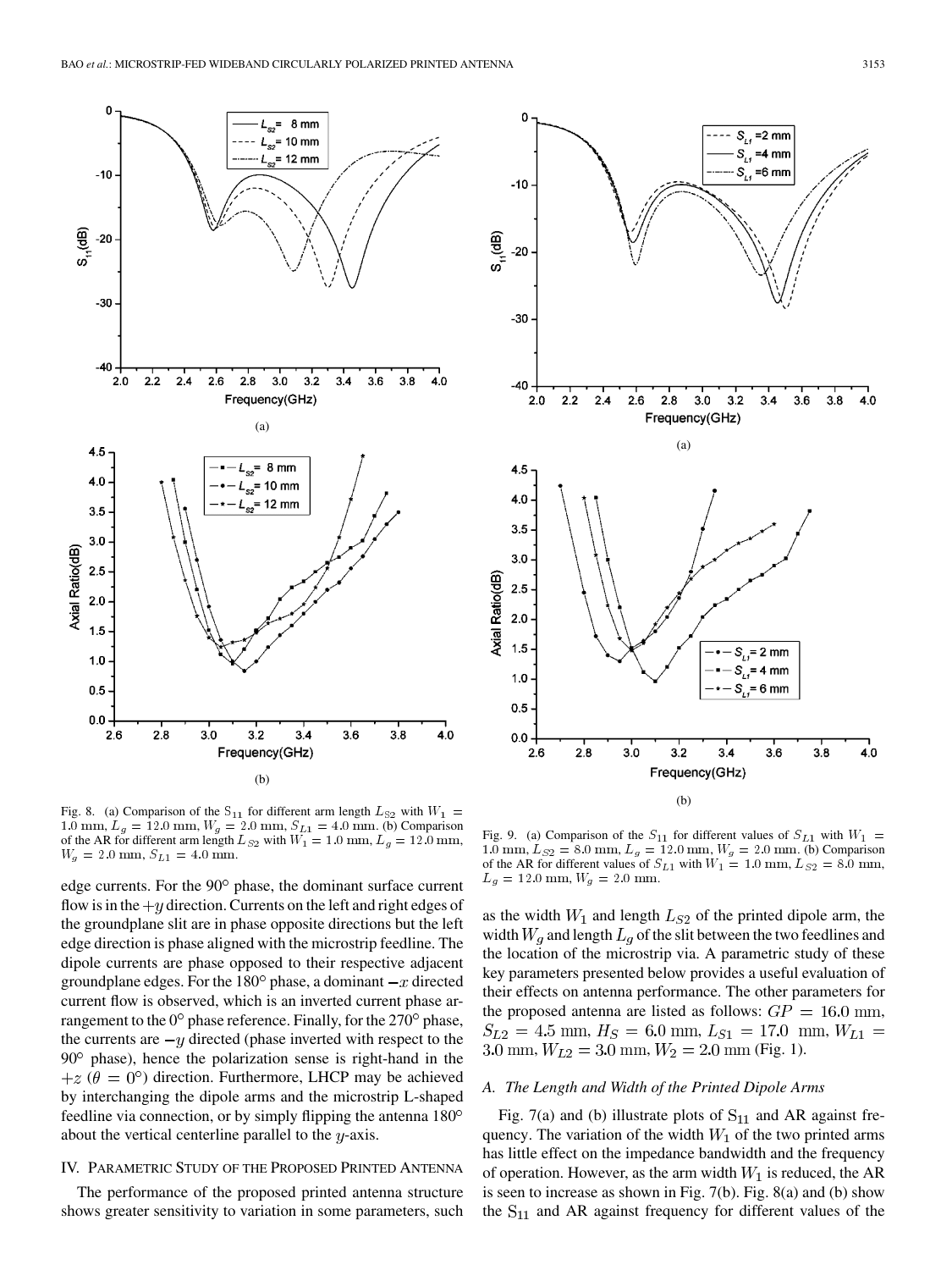Fig. 8. (a) Comparison of the $S_{11}$ for different arm length $L_{S2}$ with $W_1 = 1.0$ mm, $L_g = 12.0$ mm, $W_g = 2.0$ mm, $S_{L1} = 4.0$ mm. (b) Comparison of the AR for different arm length $L_{S2}$ with $W_1 = 1.0$ mm, $L_g = 12.0$ mm, $W_g = 2.0$ mm, $S_{L1} = 4.0$ mm.

Fig. 9. (a) Comparison of the $S_{11}$ for different values of $S_{L1}$ with $W_1 = 1.0$ mm, $L_{S2} = 8.0$ mm, $L_g = 12.0$ mm, $W_g = 2.0$ mm. (b) Comparison of the AR for different values of $S_{L1}$ with $W_1 = 1.0$ mm, $L_{S2} = 8.0$ mm, $L_g = 12.0$ mm, $W_g = 2.0$ mm.

edge currents. For the 90° phase, the dominant surface current flow is in the $+y$ direction. Currents on the left and right edges of the groundplane slit are in phase opposite directions but the left edge direction is phase aligned with the microstrip feedline. The dipole currents are phase opposed to their respective adjacent groundplane edges. For the 180° phase, a dominant $-x$ directed current flow is observed, which is an inverted current phase arrangement to the 0° phase reference. Finally, for the 270° phase, the currents are $-y$ directed (phase inverted with respect to the 90° phase), hence the polarization sense is right-hand in the $+z$ ($\theta = 0°$) direction. Furthermore, LHCP may be achieved by interchanging the dipole arms and the microstrip L-shaped feedline via connection, or by simply flipping the antenna 180° about the vertical centerline parallel to the $y$-axis.

## IV. Parametric Study of the Proposed Printed Antenna

The performance of the proposed printed antenna structure shows greater sensitivity to variation in some parameters, such as the width $W_1$ and length $L_{S2}$ of the printed dipole arm, the width $W_g$ and length $L_g$ of the slit between the two feedlines and the location of the microstrip via. A parametric study of these key parameters presented below provides a useful evaluation of their effects on antenna performance. The other parameters for the proposed antenna are listed as follows: $GP = 16.0$ mm, $S_{L2} = 4.5$ mm, $H_S = 6.0$ mm, $L_{S1} = 17.0$ mm, $W_{L1} = 3.0$ mm, $W_{L2} = 3.0$ mm, $W_2 = 2.0$ mm (Fig. 1).

### A. The Length and Width of the Printed Dipole Arms

Fig. 7(a) and (b) illustrate plots of $S_{11}$ and AR against frequency. The variation of the width $W_1$ of the two printed arms has little effect on the impedance bandwidth and the frequency of operation. However, as the arm width $W_1$ is reduced, the AR is seen to increase as shown in Fig. 7(b). Fig. 8(a) and (b) show the $S_{11}$ and AR against frequency for different values of the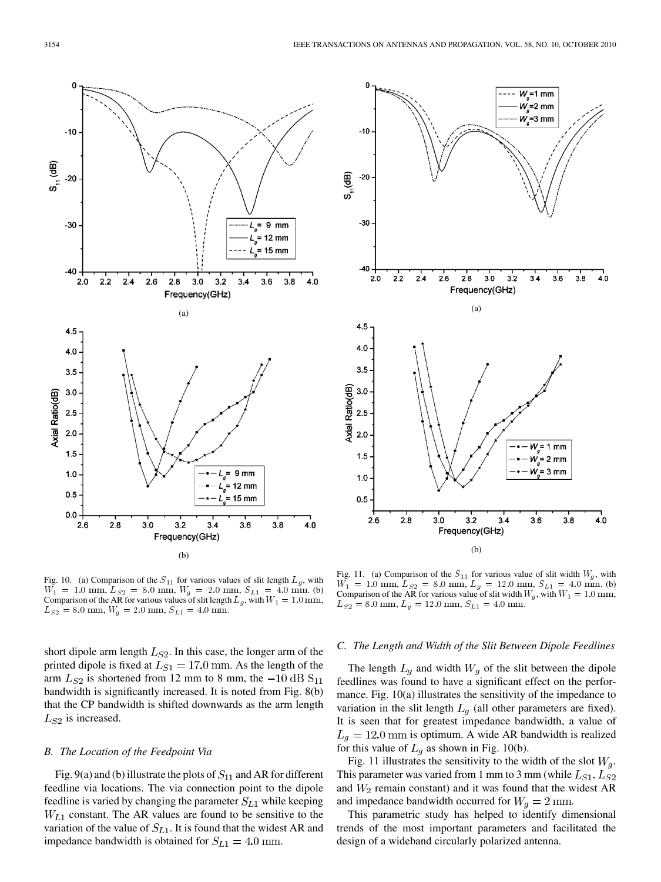Fig. 10. (a) Comparison of the $S_{11}$ for various values of slit length $L_g$, with $W_1 = 1.0$ mm, $L_{S2} = 8.0$ mm, $W_g = 2.0$ mm, $S_{L1} = 4.0$ mm. (b) Comparison of the AR for various values of slit length $L_g$, with $W_1 = 1.0$ mm, $L_{S2} = 8.0$ mm, $W_g = 2.0$ mm, $S_{L1} = 4.0$ mm.

Fig. 11. (a) Comparison of the $S_{11}$ for various value of slit width $W_g$, with $W_1 = 1.0$ mm, $L_{S2} = 8.0$ mm, $L_g = 12.0$ mm, $S_{L1} = 4.0$ mm. (b) Comparison of the AR for various value of slit width $W_g$, with $W_1 = 1.0$ mm, $L_{S2} = 8.0$ mm, $L_g = 12.0$ mm, $S_{L1} = 4.0$ mm.

short dipole arm length $L_{S2}$. In this case, the longer arm of the printed dipole is fixed at $L_{S1} = 17.0$ mm. As the length of the arm $L_{S2}$ is shortened from 12 mm to 8 mm, the $-10$ dB $S_{11}$ bandwidth is significantly increased. It is noted from Fig. 8(b) that the CP bandwidth is shifted downwards as the arm length $L_{S2}$ is increased.

### B. The Location of the Feedpoint Via

Fig. 9(a) and (b) illustrate the plots of $S_{11}$ and AR for different feedline via locations. The via connection point to the dipole feedline is varied by changing the parameter $S_{L1}$ while keeping $W_{L1}$ constant. The AR values are found to be sensitive to the variation of the value of $S_{L1}$. It is found that the widest AR and impedance bandwidth is obtained for $S_{L1} = 4.0$ mm.

### C. The Length and Width of the Slit Between Dipole Feedlines

The length $L_g$ and width $W_g$ of the slit between the dipole feedlines was found to have a significant effect on the performance. Fig. 10(a) illustrates the sensitivity of the impedance to variation in the slit length $L_g$ (all other parameters are fixed). It is seen that for greatest impedance bandwidth, a value of $L_g = 12.0$ mm is optimum. A wide AR bandwidth is realized for this value of $L_g$ as shown in Fig. 10(b).

Fig. 11 illustrates the sensitivity to the width of the slot $W_g$. This parameter was varied from 1 mm to 3 mm (while $L_{S1}$, $L_{S2}$ and $W_2$ remain constant) and it was found that the widest AR and impedance bandwidth occurred for $W_g = 2$ mm.

This parametric study has helped to identify dimensional trends of the most important parameters and facilitated the design of a wideband circularly polarized antenna.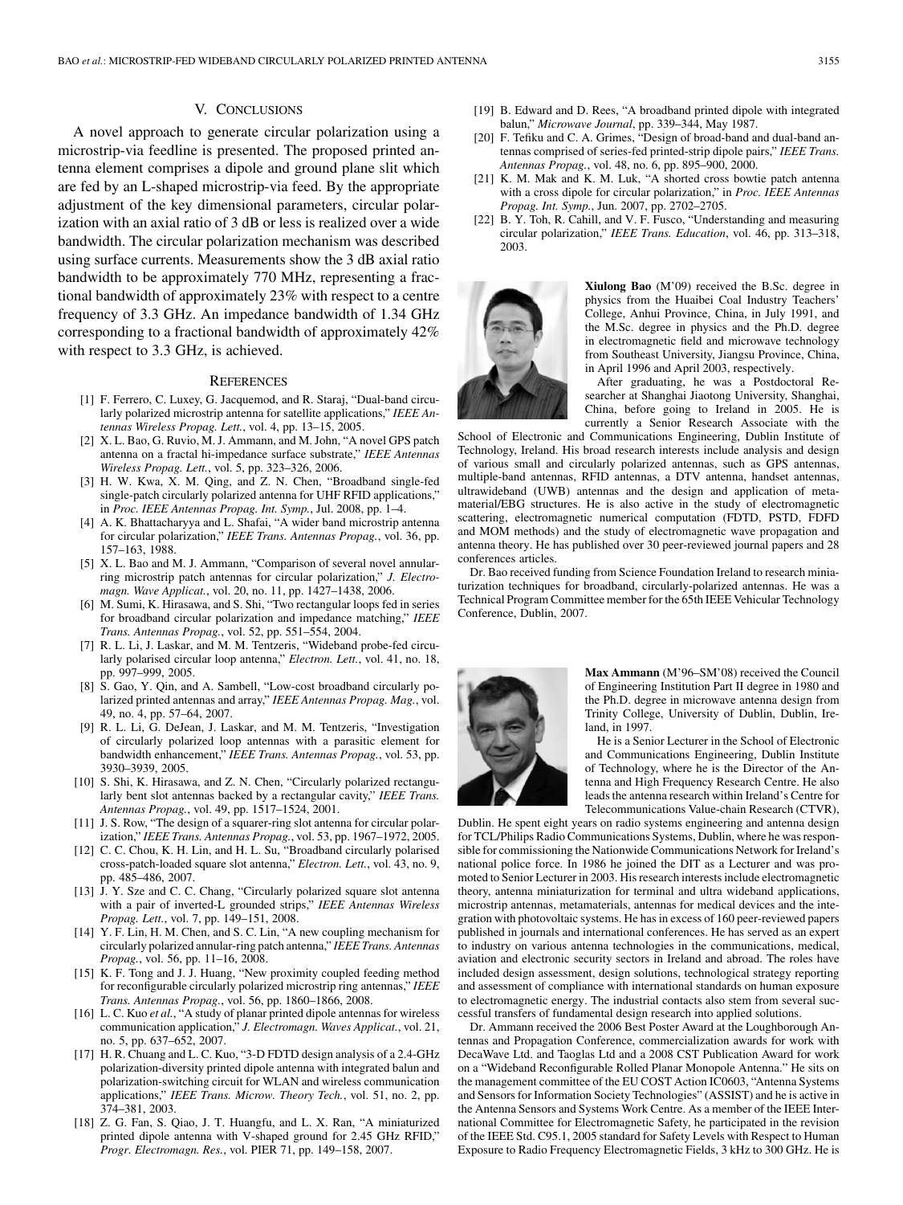## V. Conclusions

A novel approach to generate circular polarization using a microstrip-via feedline is presented. The proposed printed antenna element comprises a dipole and ground plane slit which are fed by an L-shaped microstrip-via feed. By the appropriate adjustment of the key dimensional parameters, circular polarization with an axial ratio of 3 dB or less is realized over a wide bandwidth. The circular polarization mechanism was described using surface currents. Measurements show the 3 dB axial ratio bandwidth to be approximately 770 MHz, representing a fractional bandwidth of approximately 23% with respect to a centre frequency of 3.3 GHz. An impedance bandwidth of 1.34 GHz corresponding to a fractional bandwidth of approximately 42% with respect to 3.3 GHz, is achieved.

## References

[1] F. Ferrero, C. Luxey, G. Jacquemod, and R. Staraj, "Dual-band circularly polarized microstrip antenna for satellite applications," *IEEE Antennas Wireless Propag. Lett.*, vol. 4, pp. 13–15, 2005.

[2] X. L. Bao, G. Ruvio, M. J. Ammann, and M. John, "A novel GPS patch antenna on a fractal hi-impedance surface substrate," *IEEE Antennas Wireless Propag. Lett.*, vol. 5, pp. 323–326, 2006.

[3] H. W. Kwa, X. M. Qing, and Z. N. Chen, "Broadband single-fed single-patch circularly polarized antenna for UHF RFID applications," in *Proc. IEEE Antennas Propag. Int. Symp.*, Jul. 2008, pp. 1–4.

[4] A. K. Bhattacharyya and L. Shafai, "A wider band microstrip antenna for circular polarization," *IEEE Trans. Antennas Propag.*, vol. 36, pp. 157–163, 1988.

[5] X. L. Bao and M. J. Ammann, "Comparison of several novel annular-ring microstrip patch antennas for circular polarization," *J. Electromagn. Wave Applicat.*, vol. 20, no. 11, pp. 1427–1438, 2006.

[6] M. Sumi, K. Hirasawa, and S. Shi, "Two rectangular loops fed in series for broadband circular polarization and impedance matching," *IEEE Trans. Antennas Propag.*, vol. 52, pp. 551–554, 2004.

[7] R. L. Li, J. Laskar, and M. M. Tentzeris, "Wideband probe-fed circularly polarised circular loop antenna," *Electron. Lett.*, vol. 41, no. 18, pp. 997–999, 2005.

[8] S. Gao, Y. Qin, and A. Sambell, "Low-cost broadband circularly polarized printed antennas and array," *IEEE Antennas Propag. Mag.*, vol. 49, no. 4, pp. 57–64, 2007.

[9] R. L. Li, G. DeJean, J. Laskar, and M. M. Tentzeris, "Investigation of circularly polarized loop antennas with a parasitic element for bandwidth enhancement," *IEEE Trans. Antennas Propag.*, vol. 53, pp. 3930–3939, 2005.

[10] S. Shi, K. Hirasawa, and Z. N. Chen, "Circularly polarized rectangularly bent slot antennas backed by a rectangular cavity," *IEEE Trans. Antennas Propag.*, vol. 49, pp. 1517–1524, 2001.

[11] J. S. Row, "The design of a squarer-ring slot antenna for circular polarization," *IEEE Trans. Antennas Propag.*, vol. 53, pp. 1967–1972, 2005.

[12] C. C. Chou, K. H. Lin, and H. L. Su, "Broadband circularly polarised cross-patch-loaded square slot antenna," *Electron. Lett.*, vol. 43, no. 9, pp. 485–486, 2007.

[13] J. Y. Sze and C. C. Chang, "Circularly polarized square slot antenna with a pair of inverted-L grounded strips," *IEEE Antennas Wireless Propag. Lett.*, vol. 7, pp. 149–151, 2008.

[14] Y. F. Lin, H. M. Chen, and S. C. Lin, "A new coupling mechanism for circularly polarized annular-ring patch antenna," *IEEE Trans. Antennas Propag.*, vol. 56, pp. 11–16, 2008.

[15] K. F. Tong and J. J. Huang, "New proximity coupled feeding method for reconfigurable circularly polarized microstrip ring antennas," *IEEE Trans. Antennas Propag.*, vol. 56, pp. 1860–1866, 2008.

[16] L. C. Kuo *et al.*, "A study of planar printed dipole antennas for wireless communication application," *J. Electromagn. Waves Applicat.*, vol. 21, no. 5, pp. 637–652, 2007.

[17] H. R. Chuang and L. C. Kuo, "3-D FDTD design analysis of a 2.4-GHz polarization-diversity printed dipole antenna with integrated balun and polarization-switching circuit for WLAN and wireless communication applications," *IEEE Trans. Microw. Theory Tech.*, vol. 51, no. 2, pp. 374–381, 2003.

[18] Z. G. Fan, S. Qiao, J. T. Huangfu, and L. X. Ran, "A miniaturized printed dipole antenna with V-shaped ground for 2.45 GHz RFID," *Progr. Electromagn. Res.*, vol. PIER 71, pp. 149–158, 2007.

[19] B. Edward and D. Rees, "A broadband printed dipole with integrated balun," *Microwave Journal*, pp. 339–344, May 1987.

[20] F. Tefiku and C. A. Grimes, "Design of broad-band and dual-band antennas comprised of series-fed printed-strip dipole pairs," *IEEE Trans. Antennas Propag.*, vol. 48, no. 6, pp. 895–900, 2000.

[21] K. M. Mak and K. M. Luk, "A shorted cross bowtie patch antenna with a cross dipole for circular polarization," in *Proc. IEEE Antennas Propag. Int. Symp.*, Jun. 2007, pp. 2702–2705.

[22] B. Y. Toh, R. Cahill, and V. F. Fusco, "Understanding and measuring circular polarization," *IEEE Trans. Education*, vol. 46, pp. 313–318, 2003.

**Xiulong Bao** (M'09) received the B.Sc. degree in physics from the Huaibei Coal Industry Teachers' College, Anhui Province, China, in July 1991, and the M.Sc. degree in physics and the Ph.D. degree in electromagnetic field and microwave technology from Southeast University, Jiangsu Province, China, in April 1996 and April 2003, respectively.

After graduating, he was a Postdoctoral Researcher at Shanghai Jiaotong University, Shanghai, China, before going to Ireland in 2005. He is currently a Senior Research Associate with the School of Electronic and Communications Engineering, Dublin Institute of Technology, Ireland. His broad research interests include analysis and design of various small and circularly polarized antennas, such as GPS antennas, multiple-band antennas, RFID antennas, a DTV antenna, handset antennas, ultrawideband (UWB) antennas and the design and application of metamaterial/EBG structures. He is also active in the study of electromagnetic scattering, electromagnetic numerical computation (FDTD, PSTD, FDFD and MOM methods) and the study of electromagnetic wave propagation and antenna theory. He has published over 30 peer-reviewed journal papers and 28 conferences articles.

Dr. Bao received funding from Science Foundation Ireland to research miniaturization techniques for broadband, circularly-polarized antennas. He was a Technical Program Committee member for the 65th IEEE Vehicular Technology Conference, Dublin, 2007.

**Max Ammann** (M'96–SM'08) received the Council of Engineering Institution Part II degree in 1980 and the Ph.D. degree in microwave antenna design from Trinity College, University of Dublin, Dublin, Ireland, in 1997.

He is a Senior Lecturer in the School of Electronic and Communications Engineering, Dublin Institute of Technology, where he is the Director of the Antenna and High Frequency Research Centre. He also leads the antenna research within Ireland's Centre for Telecommunications Value-chain Research (CTVR), Dublin. He spent eight years on radio systems engineering and antenna design for TCL/Philips Radio Communications Systems, Dublin, where he was responsible for commissioning the Nationwide Communications Network for Ireland's national police force. In 1986 he joined the DIT as a Lecturer and was promoted to Senior Lecturer in 2003. His research interests include electromagnetic theory, antenna miniaturization for terminal and ultra wideband applications, microstrip antennas, metamaterials, antennas for medical devices and the integration with photovoltaic systems. He has in excess of 160 peer-reviewed papers published in journals and international conferences. He has served as an expert to industry on various antenna technologies in the communications, medical, aviation and electronic security sectors in Ireland and abroad. The roles have included design assessment, design solutions, technological strategy reporting and assessment of compliance with international standards on human exposure to electromagnetic energy. The industrial contacts also stem from several successful transfers of fundamental design research into applied solutions.

Dr. Ammann received the 2006 Best Poster Award at the Loughborough Antennas and Propagation Conference, commercialization awards for work with DecaWave Ltd. and Taoglas Ltd and a 2008 CST Publication Award for work on a "Wideband Reconfigurable Rolled Planar Monopole Antenna." He sits on the management committee of the EU COST Action IC0603, "Antenna Systems and Sensors for Information Society Technologies" (ASSIST) and he is active in the Antenna Sensors and Systems Work Centre. As a member of the IEEE International Committee for Electromagnetic Safety, he participated in the revision of the IEEE Std. C95.1, 2005 standard for Safety Levels with Respect to Human Exposure to Radio Frequency Electromagnetic Fields, 3 kHz to 300 GHz. He is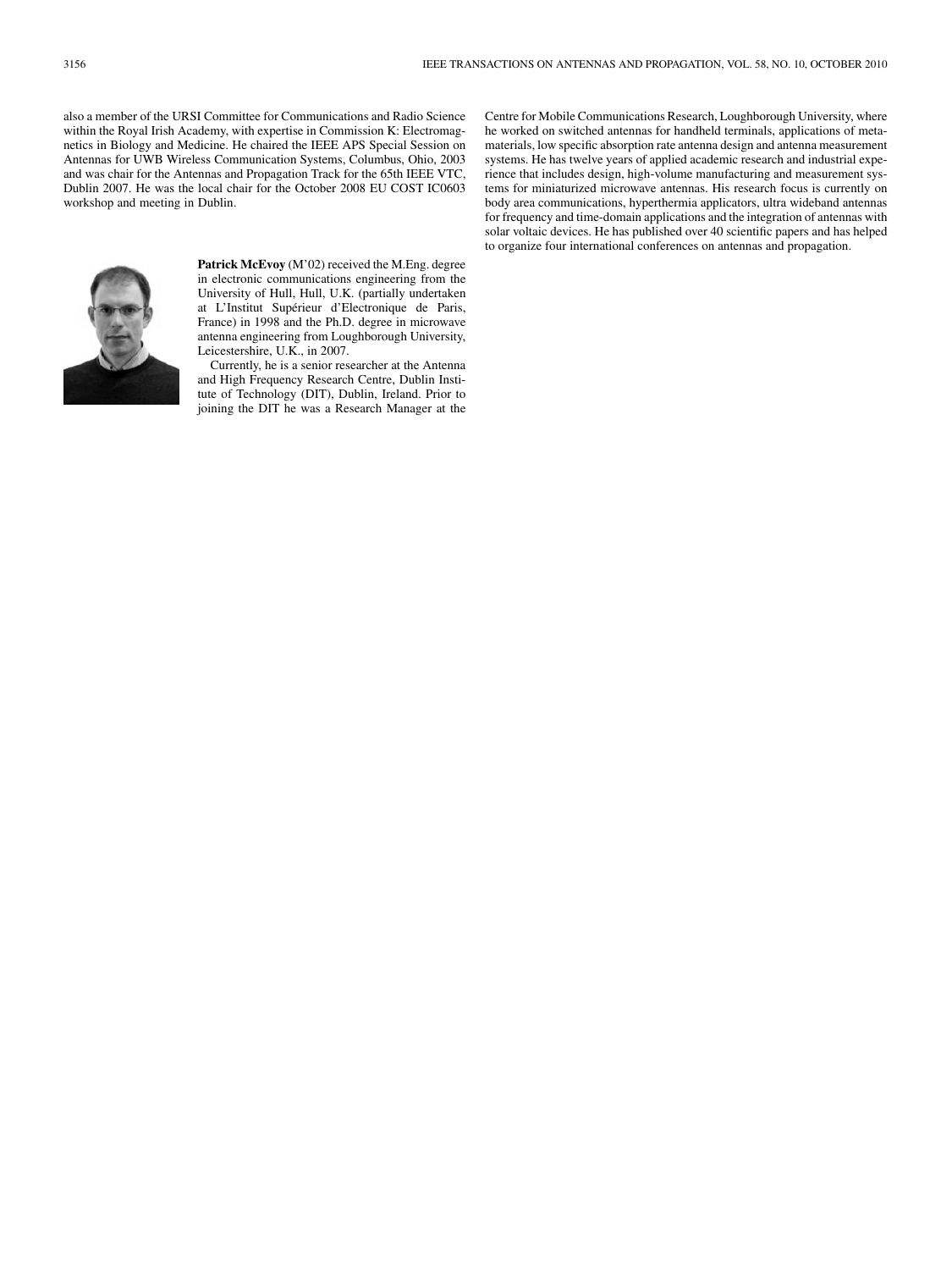also a member of the URSI Committee for Communications and Radio Science within the Royal Irish Academy, with expertise in Commission K: Electromagnetics in Biology and Medicine. He chaired the IEEE APS Special Session on Antennas for UWB Wireless Communication Systems, Columbus, Ohio, 2003 and was chair for the Antennas and Propagation Track for the 65th IEEE VTC, Dublin 2007. He was the local chair for the October 2008 EU COST IC0603 workshop and meeting in Dublin.

**Patrick McEvoy** (M'02) received the M.Eng. degree in electronic communications engineering from the University of Hull, Hull, U.K. (partially undertaken at L'Institut Supérieur d'Electronique de Paris, France) in 1998 and the Ph.D. degree in microwave antenna engineering from Loughborough University, Leicestershire, U.K., in 2007.

Currently, he is a senior researcher at the Antenna and High Frequency Research Centre, Dublin Institute of Technology (DIT), Dublin, Ireland. Prior to joining the DIT he was a Research Manager at the Centre for Mobile Communications Research, Loughborough University, where he worked on switched antennas for handheld terminals, applications of metamaterials, low specific absorption rate antenna design and antenna measurement systems. He has twelve years of applied academic research and industrial experience that includes design, high-volume manufacturing and measurement systems for miniaturized microwave antennas. His research focus is currently on body area communications, hyperthermia applicators, ultra wideband antennas for frequency and time-domain applications and the integration of antennas with solar voltaic devices. He has published over 40 scientific papers and has helped to organize four international conferences on antennas and propagation.